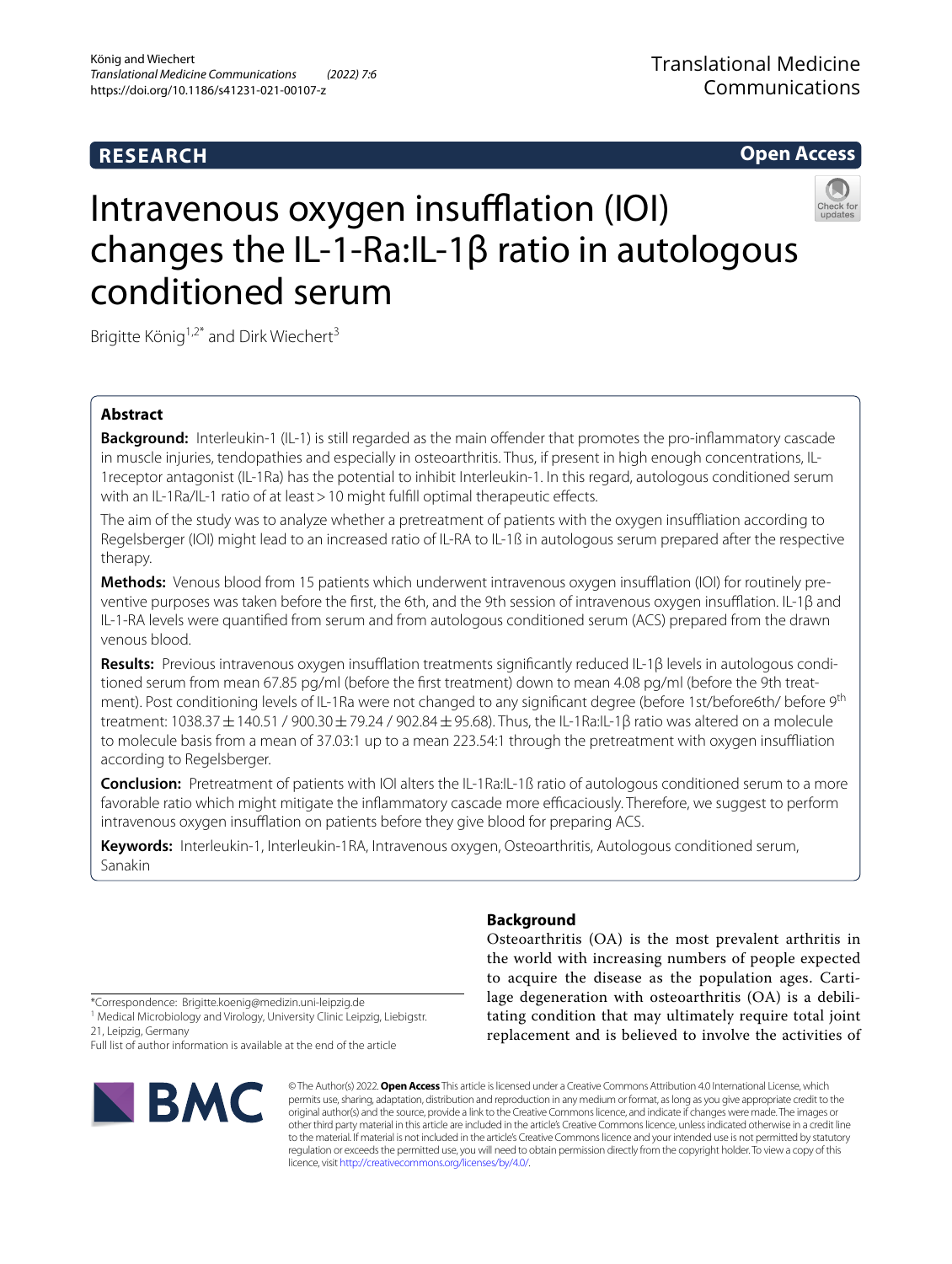RESEARCH

Open Access

# Intravenous oxygen insufflation (IOI) changes the IL-1-Ra:IL-1β ratio in autologous conditioned serum

Brigitte König[1,2*] and Dirk Wiechert[3]

## Abstract

**Background:** Interleukin-1 (IL-1) is still regarded as the main offender that promotes the pro-inflammatory cascade in muscle injuries, tendopathies and especially in osteoarthritis. Thus, if present in high enough concentrations, IL-1receptor antagonist (IL-1Ra) has the potential to inhibit Interleukin-1. In this regard, autologous conditioned serum with an IL-1Ra/IL-1 ratio of at least > 10 might fulfill optimal therapeutic effects.

The aim of the study was to analyze whether a pretreatment of patients with the oxygen insuffliation according to Regelsberger (IOI) might lead to an increased ratio of IL-RA to IL-1ß in autologous serum prepared after the respective therapy.

**Methods:** Venous blood from 15 patients which underwent intravenous oxygen insufflation (IOI) for routinely preventive purposes was taken before the first, the 6th, and the 9th session of intravenous oxygen insufflation. IL-1β and IL-1-RA levels were quantified from serum and from autologous conditioned serum (ACS) prepared from the drawn venous blood.

**Results:** Previous intravenous oxygen insufflation treatments significantly reduced IL-1β levels in autologous conditioned serum from mean 67.85 pg/ml (before the first treatment) down to mean 4.08 pg/ml (before the 9th treatment). Post conditioning levels of IL-1Ra were not changed to any significant degree (before 1st/before6th/ before 9$^{th}$ treatment: 1038.37 ± 140.51 / 900.30 ± 79.24 / 902.84 ± 95.68). Thus, the IL-1Ra:IL-1β ratio was altered on a molecule to molecule basis from a mean of 37.03:1 up to a mean 223.54:1 through the pretreatment with oxygen insufflation according to Regelsberger.

**Conclusion:** Pretreatment of patients with IOI alters the IL-1Ra:IL-1ß ratio of autologous conditioned serum to a more favorable ratio which might mitigate the inflammatory cascade more efficaciously. Therefore, we suggest to perform intravenous oxygen insufflation on patients before they give blood for preparing ACS.

**Keywords:** Interleukin-1, Interleukin-1RA, Intravenous oxygen, Osteoarthritis, Autologous conditioned serum, Sanakin

## Background

Osteoarthritis (OA) is the most prevalent arthritis in the world with increasing numbers of people expected to acquire the disease as the population ages. Cartilage degeneration with osteoarthritis (OA) is a debilitating condition that may ultimately require total joint replacement and is believed to involve the activities of

*Correspondence: Brigitte.koenig@medizin.uni-leipzig.de
[1] Medical Microbiology and Virology, University Clinic Leipzig, Liebigstr. 21, Leipzig, Germany
Full list of author information is available at the end of the article

© The Author(s) 2022. **Open Access** This article is licensed under a Creative Commons Attribution 4.0 International License, which permits use, sharing, adaptation, distribution and reproduction in any medium or format, as long as you give appropriate credit to the original author(s) and the source, provide a link to the Creative Commons licence, and indicate if changes were made. The images or other third party material in this article are included in the article's Creative Commons licence, unless indicated otherwise in a credit line to the material. If material is not included in the article's Creative Commons licence and your intended use is not permitted by statutory regulation or exceeds the permitted use, you will need to obtain permission directly from the copyright holder. To view a copy of this licence, visit http://creativecommons.org/licenses/by/4.0/.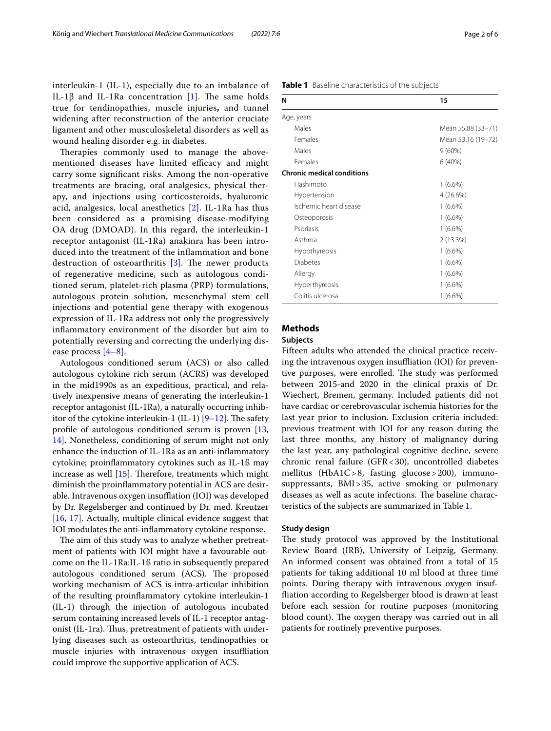interleukin-1 (IL-1), especially due to an imbalance of IL-1β and IL-1Ra concentration [1]. The same holds true for tendinopathies, muscle injuries, and tunnel widening after reconstruction of the anterior cruciate ligament and other musculoskeletal disorders as well as wound healing disorder e.g. in diabetes.

Therapies commonly used to manage the above-mentioned diseases have limited efficacy and might carry some significant risks. Among the non-operative treatments are bracing, oral analgesics, physical therapy, and injections using corticosteroids, hyaluronic acid, analgesics, local anesthetics [2]. IL-1Ra has thus been considered as a promising disease-modifying OA drug (DMOAD). In this regard, the interleukin-1 receptor antagonist (IL-1Ra) anakinra has been introduced into the treatment of the inflammation and bone destruction of osteoarthritis [3]. The newer products of regenerative medicine, such as autologous conditioned serum, platelet-rich plasma (PRP) formulations, autologous protein solution, mesenchymal stem cell injections and potential gene therapy with exogenous expression of IL-1Ra address not only the progressively inflammatory environment of the disorder but aim to potentially reversing and correcting the underlying disease process [4–8].

Autologous conditioned serum (ACS) or also called autologous cytokine rich serum (ACRS) was developed in the mid1990s as an expeditious, practical, and relatively inexpensive means of generating the interleukin-1 receptor antagonist (IL-1Ra), a naturally occurring inhibitor of the cytokine interleukin-1 (IL-1) [9–12]. The safety profile of autologous conditioned serum is proven [13, 14]. Nonetheless, conditioning of serum might not only enhance the induction of IL-1Ra as an anti-inflammatory cytokine; proinflammatory cytokines such as IL-1ß may increase as well [15]. Therefore, treatments which might diminish the proinflammatory potential in ACS are desirable. Intravenous oxygen insufflation (IOI) was developed by Dr. Regelsberger and continued by Dr. med. Kreutzer [16, 17]. Actually, multiple clinical evidence suggest that IOI modulates the anti-inflammatory cytokine response.

The aim of this study was to analyze whether pretreatment of patients with IOI might have a favourable outcome on the IL-1Ra:IL-1ß ratio in subsequently prepared autologous conditioned serum (ACS). The proposed working mechanism of ACS is intra-articular inhibition of the resulting proinflammatory cytokine interleukin-1 (IL-1) through the injection of autologous incubated serum containing increased levels of IL-1 receptor antagonist (IL-1ra). Thus, pretreatment of patients with underlying diseases such as osteoarthritis, tendinopathies or muscle injuries with intravenous oxygen insufflation could improve the supportive application of ACS.

**Table 1** Baseline characteristics of the subjects

| N | 15 |
|---|---|
| Age, years | |
| Males | Mean 55.88 (33–71) |
| Females | Mean 53.16 (19–72) |
| Males | 9 (60%) |
| Females | 6 (40%) |
| **Chronic medical conditions** | |
| Hashimoto | 1 (6.6%) |
| Hypertension | 4 (26.6%) |
| Ischemic heart disease | 1 (6.6%) |
| Osteoporosis | 1 (6.6%) |
| Psoriasis | 1 (6.6%) |
| Asthma | 2 (13.3%) |
| Hypothyreosis | 1 (6.6%) |
| Diabetes | 1 (6.6%) |
| Allergy | 1 (6.6%) |
| Hyperthyreosis | 1 (6.6%) |
| Colitis ulcerosa | 1 (6.6%) |

## Methods

### Subjects

Fifteen adults who attended the clinical practice receiving the intravenous oxygen insufflation (IOI) for preventive purposes, were enrolled. The study was performed between 2015-and 2020 in the clinical praxis of Dr. Wiechert, Bremen, germany. Included patients did not have cardiac or cerebrovascular ischemia histories for the last year prior to inclusion. Exclusion criteria included: previous treatment with IOI for any reason during the last three months, any history of malignancy during the last year, any pathological cognitive decline, severe chronic renal failure (GFR < 30), uncontrolled diabetes mellitus (HbA1C > 8, fasting glucose > 200), immunosuppressants, BMI > 35, active smoking or pulmonary diseases as well as acute infections. The baseline characteristics of the subjects are summarized in Table 1.

### Study design

The study protocol was approved by the Institutional Review Board (IRB), University of Leipzig, Germany. An informed consent was obtained from a total of 15 patients for taking additional 10 ml blood at three time points. During therapy with intravenous oxygen insufflation according to Regelsberger blood is drawn at least before each session for routine purposes (monitoring blood count). The oxygen therapy was carried out in all patients for routinely preventive purposes.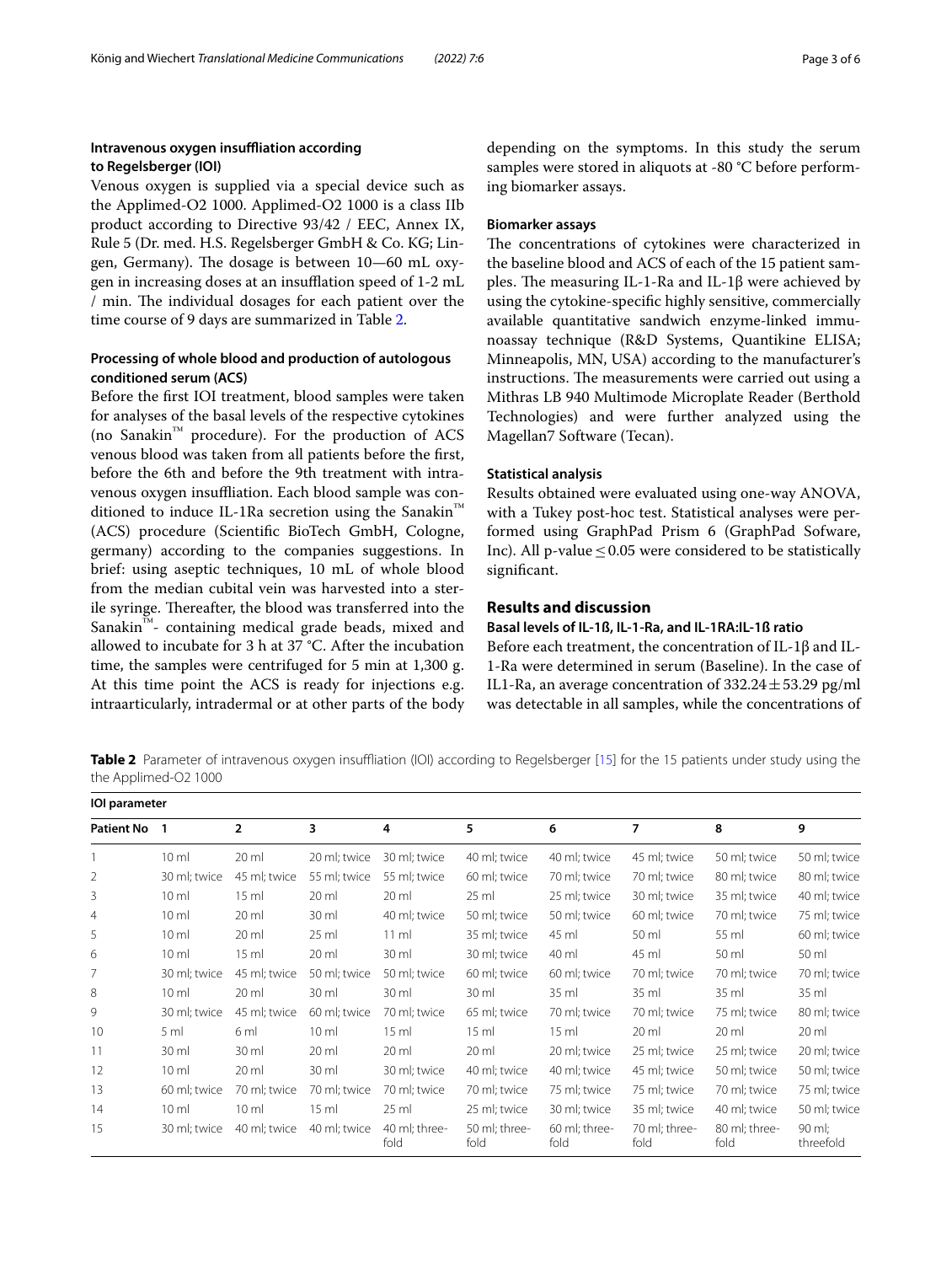### Intravenous oxygen insufflation according to Regelsberger (IOI)

Venous oxygen is supplied via a special device such as the Applimed-O2 1000. Applimed-O2 1000 is a class IIb product according to Directive 93/42 / EEC, Annex IX, Rule 5 (Dr. med. H.S. Regelsberger GmbH & Co. KG; Lingen, Germany). The dosage is between 10—60 mL oxygen in increasing doses at an insufflation speed of 1-2 mL / min. The individual dosages for each patient over the time course of 9 days are summarized in Table 2.

### Processing of whole blood and production of autologous conditioned serum (ACS)

Before the first IOI treatment, blood samples were taken for analyses of the basal levels of the respective cytokines (no Sanakin™ procedure). For the production of ACS venous blood was taken from all patients before the first, before the 6th and before the 9th treatment with intravenous oxygen insufflation. Each blood sample was conditioned to induce IL-1Ra secretion using the Sanakin™ (ACS) procedure (Scientific BioTech GmbH, Cologne, germany) according to the companies suggestions. In brief: using aseptic techniques, 10 mL of whole blood from the median cubital vein was harvested into a sterile syringe. Thereafter, the blood was transferred into the Sanakin™- containing medical grade beads, mixed and allowed to incubate for 3 h at 37 °C. After the incubation time, the samples were centrifuged for 5 min at 1,300 g. At this time point the ACS is ready for injections e.g. intraarticularly, intradermal or at other parts of the body depending on the symptoms. In this study the serum samples were stored in aliquots at -80 °C before performing biomarker assays.

### Biomarker assays

The concentrations of cytokines were characterized in the baseline blood and ACS of each of the 15 patient samples. The measuring IL-1-Ra and IL-1β were achieved by using the cytokine-specific highly sensitive, commercially available quantitative sandwich enzyme-linked immunoassay technique (R&D Systems, Quantikine ELISA; Minneapolis, MN, USA) according to the manufacturer's instructions. The measurements were carried out using a Mithras LB 940 Multimode Microplate Reader (Berthold Technologies) and were further analyzed using the Magellan7 Software (Tecan).

### Statistical analysis

Results obtained were evaluated using one-way ANOVA, with a Tukey post-hoc test. Statistical analyses were performed using GraphPad Prism 6 (GraphPad Sofware, Inc). All p-value $\leq 0.05$ were considered to be statistically significant.

## Results and discussion

### Basal levels of IL-1ß, IL-1-Ra, and IL-1RA:IL-1ß ratio

Before each treatment, the concentration of IL-1β and IL-1-Ra were determined in serum (Baseline). In the case of IL1-Ra, an average concentration of $332.24 \pm 53.29$ pg/ml was detectable in all samples, while the concentrations of

**Table 2** Parameter of intravenous oxygen insufflation (IOI) according to Regelsberger [15] for the 15 patients under study using the the Applimed-O2 1000

| **IOI parameter** | | | | | | | | | |
|---|---|---|---|---|---|---|---|---|---|
| **Patient No** | **1** | **2** | **3** | **4** | **5** | **6** | **7** | **8** | **9** |
| 1 | 10 ml | 20 ml | 20 ml; twice | 30 ml; twice | 40 ml; twice | 40 ml; twice | 45 ml; twice | 50 ml; twice | 50 ml; twice |
| 2 | 30 ml; twice | 45 ml; twice | 55 ml; twice | 55 ml; twice | 60 ml; twice | 70 ml; twice | 70 ml; twice | 80 ml; twice | 80 ml; twice |
| 3 | 10 ml | 15 ml | 20 ml | 20 ml | 25 ml | 25 ml; twice | 30 ml; twice | 35 ml; twice | 40 ml; twice |
| 4 | 10 ml | 20 ml | 30 ml | 40 ml; twice | 50 ml; twice | 50 ml; twice | 60 ml; twice | 70 ml; twice | 75 ml; twice |
| 5 | 10 ml | 20 ml | 25 ml | 11 ml | 35 ml; twice | 45 ml | 50 ml | 55 ml | 60 ml; twice |
| 6 | 10 ml | 15 ml | 20 ml | 30 ml | 30 ml; twice | 40 ml | 45 ml | 50 ml | 50 ml |
| 7 | 30 ml; twice | 45 ml; twice | 50 ml; twice | 50 ml; twice | 60 ml; twice | 60 ml; twice | 70 ml; twice | 70 ml; twice | 70 ml; twice |
| 8 | 10 ml | 20 ml | 30 ml | 30 ml | 30 ml | 35 ml | 35 ml | 35 ml | 35 ml |
| 9 | 30 ml; twice | 45 ml; twice | 60 ml; twice | 70 ml; twice | 65 ml; twice | 70 ml; twice | 70 ml; twice | 75 ml; twice | 80 ml; twice |
| 10 | 5 ml | 6 ml | 10 ml | 15 ml | 15 ml | 15 ml | 20 ml | 20 ml | 20 ml |
| 11 | 30 ml | 30 ml | 20 ml | 20 ml | 20 ml | 20 ml; twice | 25 ml; twice | 25 ml; twice | 20 ml; twice |
| 12 | 10 ml | 20 ml | 30 ml | 30 ml; twice | 40 ml; twice | 40 ml; twice | 45 ml; twice | 50 ml; twice | 50 ml; twice |
| 13 | 60 ml; twice | 70 ml; twice | 70 ml; twice | 70 ml; twice | 70 ml; twice | 75 ml; twice | 75 ml; twice | 70 ml; twice | 75 ml; twice |
| 14 | 10 ml | 10 ml | 15 ml | 25 ml | 25 ml; twice | 30 ml; twice | 35 ml; twice | 40 ml; twice | 50 ml; twice |
| 15 | 30 ml; twice | 40 ml; twice | 40 ml; twice | 40 ml; threefold | 50 ml; threefold | 60 ml; threefold | 70 ml; threefold | 80 ml; threefold | 90 ml; threefold |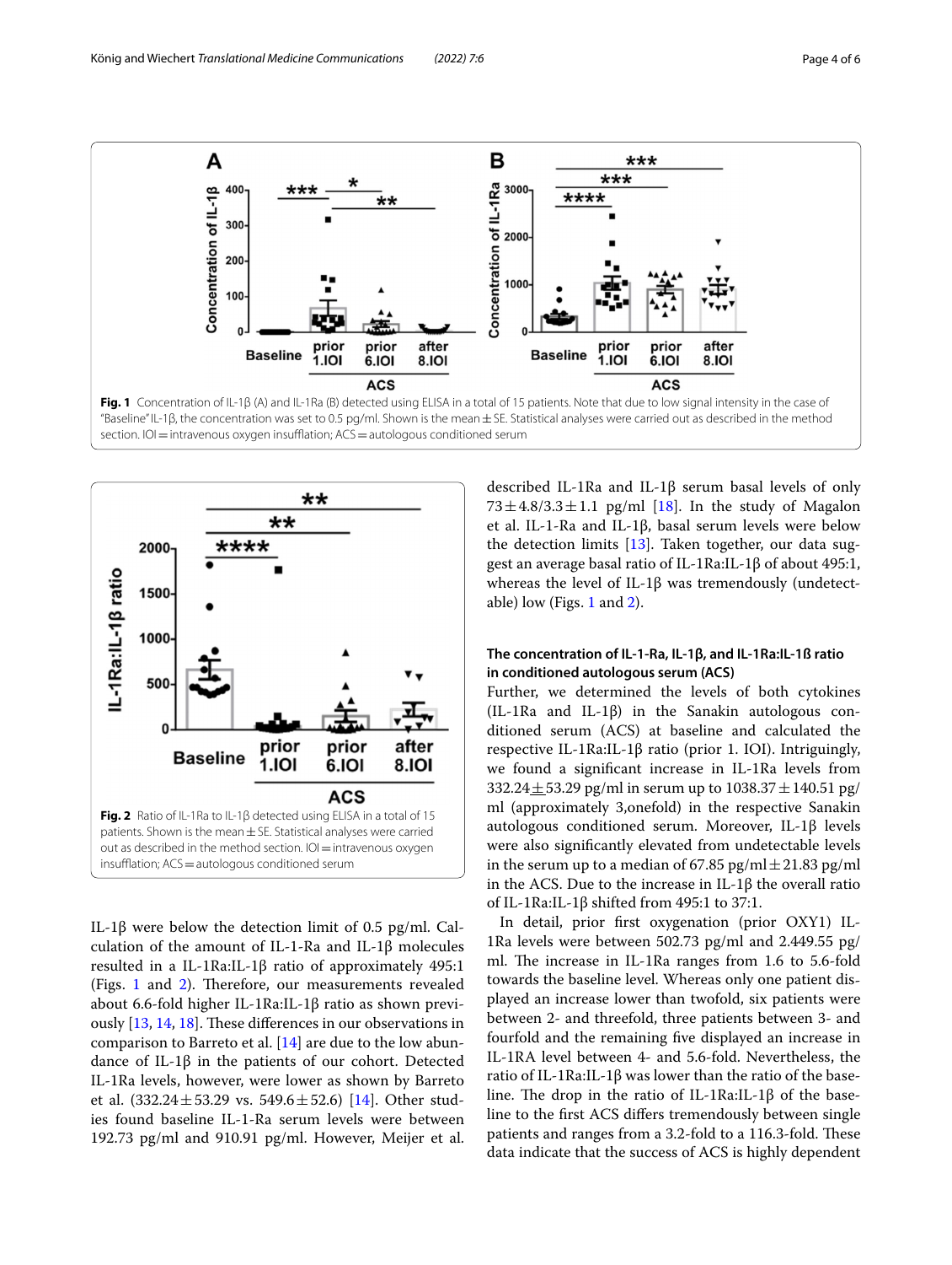Fig. 1 Concentration of IL-1β (A) and IL-1Ra (B) detected using ELISA in a total of 15 patients. Note that due to low signal intensity in the case of "Baseline" IL-1β, the concentration was set to 0.5 pg/ml. Shown is the mean ± SE. Statistical analyses were carried out as described in the method section. IOI = intravenous oxygen insufflation; ACS = autologous conditioned serum

Fig. 2 Ratio of IL-1Ra to IL-1β detected using ELISA in a total of 15 patients. Shown is the mean ± SE. Statistical analyses were carried out as described in the method section. IOI = intravenous oxygen insufflation; ACS = autologous conditioned serum

IL-1β were below the detection limit of 0.5 pg/ml. Calculation of the amount of IL-1-Ra and IL-1β molecules resulted in a IL-1Ra:IL-1β ratio of approximately 495:1 (Figs. 1 and 2). Therefore, our measurements revealed about 6.6-fold higher IL-1Ra:IL-1β ratio as shown previously [13, 14, 18]. These differences in our observations in comparison to Barreto et al. [14] are due to the low abundance of IL-1β in the patients of our cohort. Detected IL-1Ra levels, however, were lower as shown by Barreto et al. (332.24 ± 53.29 vs. 549.6 ± 52.6) [14]. Other studies found baseline IL-1-Ra serum levels were between 192.73 pg/ml and 910.91 pg/ml. However, Meijer et al. described IL-1Ra and IL-1β serum basal levels of only 73 ± 4.8/3.3 ± 1.1 pg/ml [18]. In the study of Magalon et al. IL-1-Ra and IL-1β, basal serum levels were below the detection limits [13]. Taken together, our data suggest an average basal ratio of IL-1Ra:IL-1β of about 495:1, whereas the level of IL-1β was tremendously (undetectable) low (Figs. 1 and 2).

### The concentration of IL-1-Ra, IL-1β, and IL-1Ra:IL-1ß ratio in conditioned autologous serum (ACS)

Further, we determined the levels of both cytokines (IL-1Ra and IL-1β) in the Sanakin autologous conditioned serum (ACS) at baseline and calculated the respective IL-1Ra:IL-1β ratio (prior 1. IOI). Intriguingly, we found a significant increase in IL-1Ra levels from 332.24 ± 53.29 pg/ml in serum up to 1038.37 ± 140.51 pg/ml (approximately 3,onefold) in the respective Sanakin autologous conditioned serum. Moreover, IL-1β levels were also significantly elevated from undetectable levels in the serum up to a median of 67.85 pg/ml ± 21.83 pg/ml in the ACS. Due to the increase in IL-1β the overall ratio of IL-1Ra:IL-1β shifted from 495:1 to 37:1.

In detail, prior first oxygenation (prior OXY1) IL-1Ra levels were between 502.73 pg/ml and 2.449.55 pg/ml. The increase in IL-1Ra ranges from 1.6 to 5.6-fold towards the baseline level. Whereas only one patient displayed an increase lower than twofold, six patients were between 2- and threefold, three patients between 3- and fourfold and the remaining five displayed an increase in IL-1RA level between 4- and 5.6-fold. Nevertheless, the ratio of IL-1Ra:IL-1β was lower than the ratio of the baseline. The drop in the ratio of IL-1Ra:IL-1β of the baseline to the first ACS differs tremendously between single patients and ranges from a 3.2-fold to a 116.3-fold. These data indicate that the success of ACS is highly dependent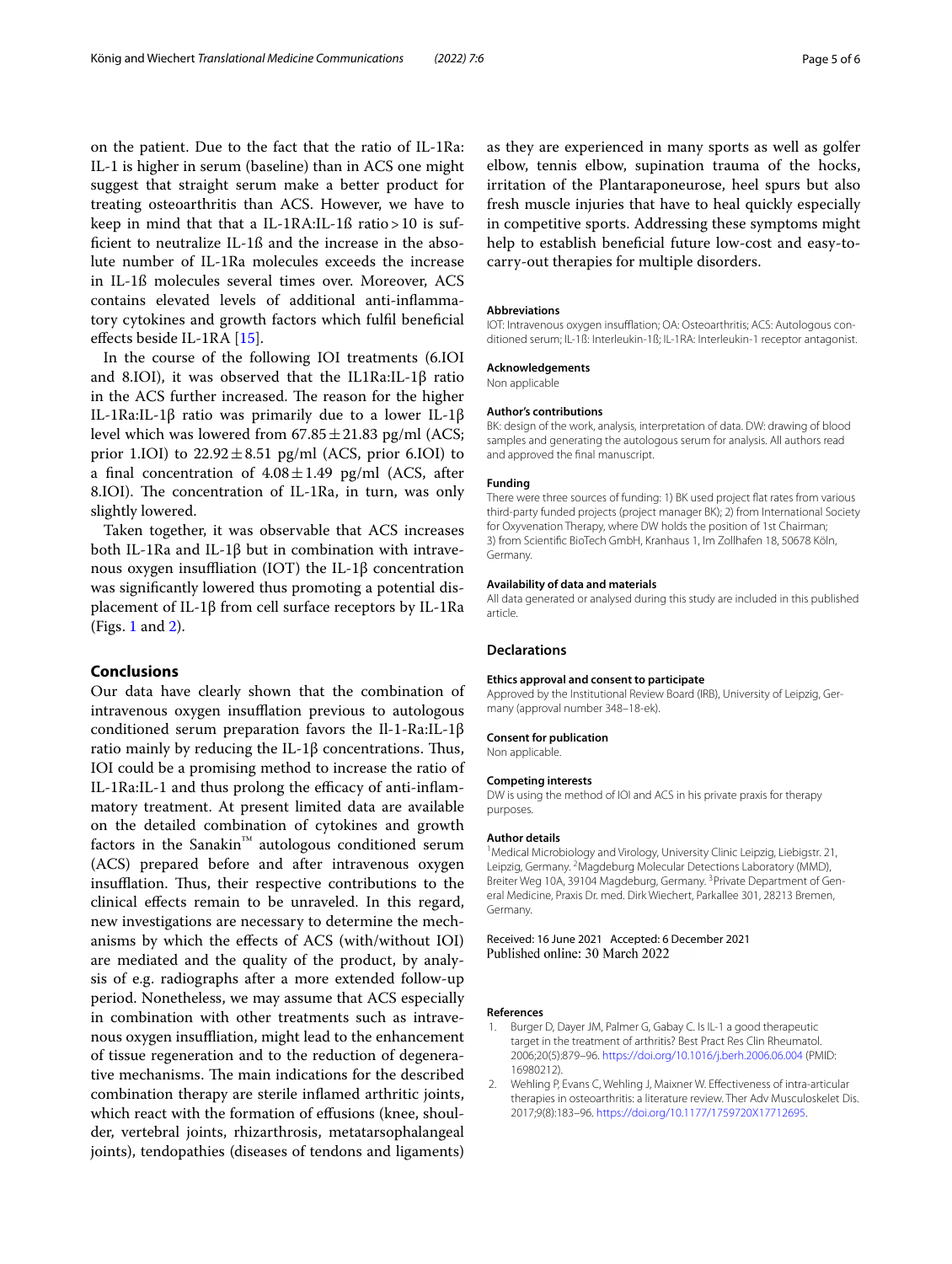on the patient. Due to the fact that the ratio of IL-1Ra: IL-1 is higher in serum (baseline) than in ACS one might suggest that straight serum make a better product for treating osteoarthritis than ACS. However, we have to keep in mind that that a IL-1RA:IL-1ß ratio > 10 is sufficient to neutralize IL-1ß and the increase in the absolute number of IL-1Ra molecules exceeds the increase in IL-1ß molecules several times over. Moreover, ACS contains elevated levels of additional anti-inflammatory cytokines and growth factors which fulfil beneficial effects beside IL-1RA [15].

In the course of the following IOI treatments (6.IOI and 8.IOI), it was observed that the IL1Ra:IL-1β ratio in the ACS further increased. The reason for the higher IL-1Ra:IL-1β ratio was primarily due to a lower IL-1β level which was lowered from $67.85 \pm 21.83$ pg/ml (ACS; prior 1.IOI) to $22.92 \pm 8.51$ pg/ml (ACS, prior 6.IOI) to a final concentration of $4.08 \pm 1.49$ pg/ml (ACS, after 8.IOI). The concentration of IL-1Ra, in turn, was only slightly lowered.

Taken together, it was observable that ACS increases both IL-1Ra and IL-1β but in combination with intravenous oxygen insuffliation (IOT) the IL-1β concentration was significantly lowered thus promoting a potential displacement of IL-1β from cell surface receptors by IL-1Ra (Figs. 1 and 2).

## Conclusions

Our data have clearly shown that the combination of intravenous oxygen insufflation previous to autologous conditioned serum preparation favors the Il-1-Ra:IL-1β ratio mainly by reducing the IL-1β concentrations. Thus, IOI could be a promising method to increase the ratio of IL-1Ra:IL-1 and thus prolong the efficacy of anti-inflammatory treatment. At present limited data are available on the detailed combination of cytokines and growth factors in the Sanakin™ autologous conditioned serum (ACS) prepared before and after intravenous oxygen insufflation. Thus, their respective contributions to the clinical effects remain to be unraveled. In this regard, new investigations are necessary to determine the mechanisms by which the effects of ACS (with/without IOI) are mediated and the quality of the product, by analysis of e.g. radiographs after a more extended follow-up period. Nonetheless, we may assume that ACS especially in combination with other treatments such as intravenous oxygen insuffliation, might lead to the enhancement of tissue regeneration and to the reduction of degenerative mechanisms. The main indications for the described combination therapy are sterile inflamed arthritic joints, which react with the formation of effusions (knee, shoulder, vertebral joints, rhizarthrosis, metatarsophalangeal joints), tendopathies (diseases of tendons and ligaments) as they are experienced in many sports as well as golfer elbow, tennis elbow, supination trauma of the hocks, irritation of the Plantaraponeurose, heel spurs but also fresh muscle injuries that have to heal quickly especially in competitive sports. Addressing these symptoms might help to establish beneficial future low-cost and easy-to-carry-out therapies for multiple disorders.

#### Abbreviations

IOT: Intravenous oxygen insufflation; OA: Osteoarthritis; ACS: Autologous conditioned serum; IL-1ß: Interleukin-1ß; IL-1RA: Interleukin-1 receptor antagonist.

#### Acknowledgements

Non applicable

#### Author's contributions

BK: design of the work, analysis, interpretation of data. DW: drawing of blood samples and generating the autologous serum for analysis. All authors read and approved the final manuscript.

#### Funding

There were three sources of funding: 1) BK used project flat rates from various third-party funded projects (project manager BK); 2) from International Society for Oxyvenation Therapy, where DW holds the position of 1st Chairman; 3) from Scientific BioTech GmbH, Kranhaus 1, Im Zollhafen 18, 50678 Köln, Germany.

#### Availability of data and materials

All data generated or analysed during this study are included in this published article.

### Declarations

#### Ethics approval and consent to participate

Approved by the Institutional Review Board (IRB), University of Leipzig, Germany (approval number 348–18-ek).

#### Consent for publication

Non applicable.

#### Competing interests

DW is using the method of IOI and ACS in his private praxis for therapy purposes.

#### Author details

[1]Medical Microbiology and Virology, University Clinic Leipzig, Liebigstr. 21, Leipzig, Germany. [2]Magdeburg Molecular Detections Laboratory (MMD), Breiter Weg 10A, 39104 Magdeburg, Germany. [3]Private Department of General Medicine, Praxis Dr. med. Dirk Wiechert, Parkallee 301, 28213 Bremen, Germany.

Received: 16 June 2021 Accepted: 6 December 2021
Published online: 30 March 2022

#### References

1. Burger D, Dayer JM, Palmer G, Gabay C. Is IL-1 a good therapeutic target in the treatment of arthritis? Best Pract Res Clin Rheumatol. 2006;20(5):879–96. https://doi.org/10.1016/j.berh.2006.06.004 (PMID: 16980212).
2. Wehling P, Evans C, Wehling J, Maixner W. Effectiveness of intra-articular therapies in osteoarthritis: a literature review. Ther Adv Musculoskelet Dis. 2017;9(8):183–96. https://doi.org/10.1177/1759720X17712695.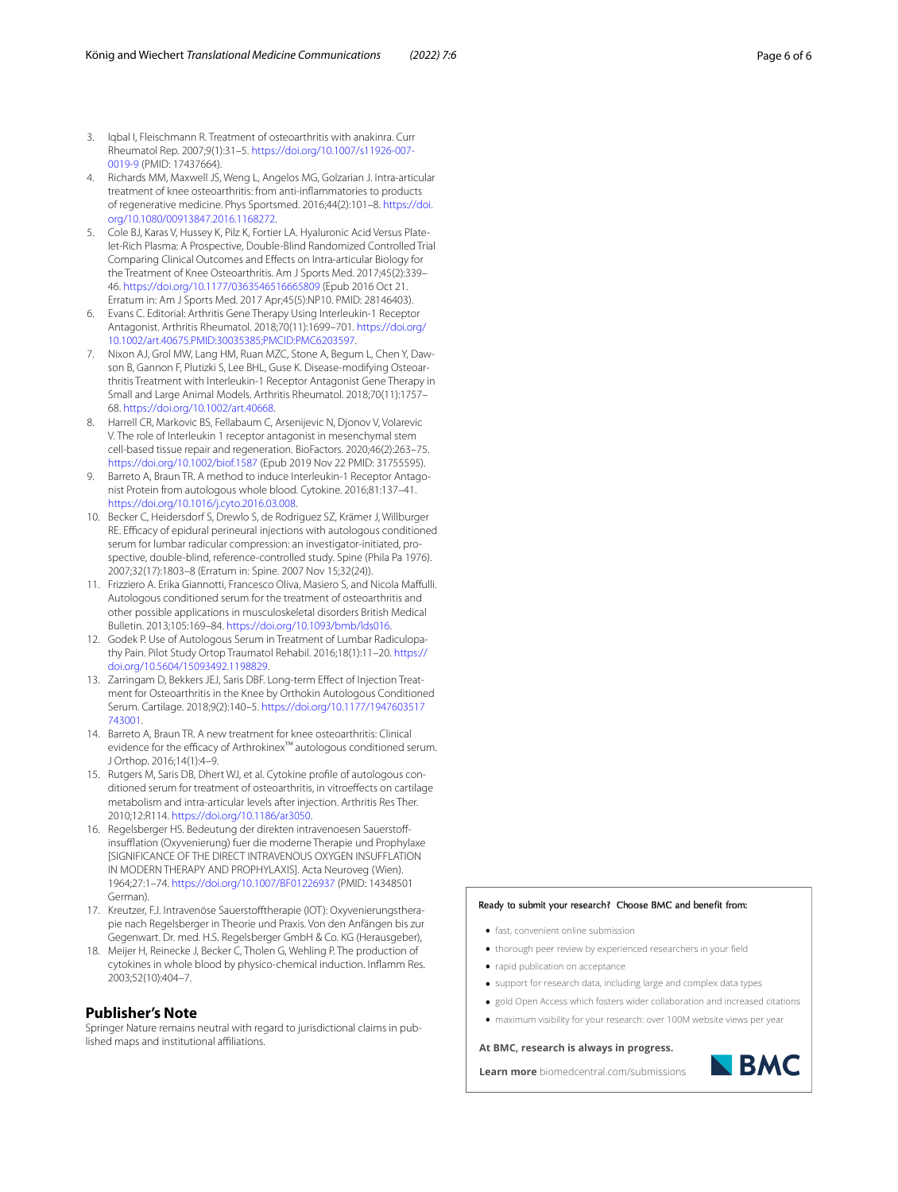3. Iqbal I, Fleischmann R. Treatment of osteoarthritis with anakinra. Curr Rheumatol Rep. 2007;9(1):31–5. https://doi.org/10.1007/s11926-007-0019-9 (PMID: 17437664).
4. Richards MM, Maxwell JS, Weng L, Angelos MG, Golzarian J. Intra-articular treatment of knee osteoarthritis: from anti-inflammatories to products of regenerative medicine. Phys Sportsmed. 2016;44(2):101–8. https://doi.org/10.1080/00913847.2016.1168272.
5. Cole BJ, Karas V, Hussey K, Pilz K, Fortier LA. Hyaluronic Acid Versus Platelet-Rich Plasma: A Prospective, Double-Blind Randomized Controlled Trial Comparing Clinical Outcomes and Effects on Intra-articular Biology for the Treatment of Knee Osteoarthritis. Am J Sports Med. 2017;45(2):339–46. https://doi.org/10.1177/0363546516665809 (Epub 2016 Oct 21. Erratum in: Am J Sports Med. 2017 Apr;45(5):NP10. PMID: 28146403).
6. Evans C. Editorial: Arthritis Gene Therapy Using Interleukin-1 Receptor Antagonist. Arthritis Rheumatol. 2018;70(11):1699–701. https://doi.org/10.1002/art.40675.PMID:30035385;PMCID:PMC6203597.
7. Nixon AJ, Grol MW, Lang HM, Ruan MZC, Stone A, Begum L, Chen Y, Dawson B, Gannon F, Plutizki S, Lee BHL, Guse K. Disease-modifying Osteoarthritis Treatment with Interleukin-1 Receptor Antagonist Gene Therapy in Small and Large Animal Models. Arthritis Rheumatol. 2018;70(11):1757–68. https://doi.org/10.1002/art.40668.
8. Harrell CR, Markovic BS, Fellabaum C, Arsenijevic N, Djonov V, Volarevic V. The role of Interleukin 1 receptor antagonist in mesenchymal stem cell-based tissue repair and regeneration. BioFactors. 2020;46(2):263–75. https://doi.org/10.1002/biof.1587 (Epub 2019 Nov 22 PMID: 31755595).
9. Barreto A, Braun TR. A method to induce Interleukin-1 Receptor Antagonist Protein from autologous whole blood. Cytokine. 2016;81:137–41. https://doi.org/10.1016/j.cyto.2016.03.008.
10. Becker C, Heidersdorf S, Drewlo S, de Rodriguez SZ, Krämer J, Willburger RE. Efficacy of epidural perineural injections with autologous conditioned serum for lumbar radicular compression: an investigator-initiated, prospective, double-blind, reference-controlled study. Spine (Phila Pa 1976). 2007;32(17):1803–8 (Erratum in: Spine. 2007 Nov 15;32(24)).
11. Frizziero A. Erika Giannotti, Francesco Oliva, Masiero S, and Nicola Maffulli. Autologous conditioned serum for the treatment of osteoarthritis and other possible applications in musculoskeletal disorders British Medical Bulletin. 2013;105:169–84. https://doi.org/10.1093/bmb/lds016.
12. Godek P. Use of Autologous Serum in Treatment of Lumbar Radiculopathy Pain. Pilot Study Ortop Traumatol Rehabil. 2016;18(1):11–20. https://doi.org/10.5604/15093492.1198829.
13. Zarringam D, Bekkers JEJ, Saris DBF. Long-term Effect of Injection Treatment for Osteoarthritis in the Knee by Orthokin Autologous Conditioned Serum. Cartilage. 2018;9(2):140–5. https://doi.org/10.1177/1947603517743001.
14. Barreto A, Braun TR. A new treatment for knee osteoarthritis: Clinical evidence for the efficacy of Arthrokinex™ autologous conditioned serum. J Orthop. 2016;14(1):4–9.
15. Rutgers M, Saris DB, Dhert WJ, et al. Cytokine profile of autologous conditioned serum for treatment of osteoarthritis, in vitroeffects on cartilage metabolism and intra-articular levels after injection. Arthritis Res Ther. 2010;12:R114. https://doi.org/10.1186/ar3050.
16. Regelsberger HS. Bedeutung der direkten intravenoesen Sauerstoffinsufflation (Oxyvenierung) fuer die moderne Therapie und Prophylaxe [SIGNIFICANCE OF THE DIRECT INTRAVENOUS OXYGEN INSUFFLATION IN MODERN THERAPY AND PROPHYLAXIS]. Acta Neuroveg (Wien). 1964;27:1–74. https://doi.org/10.1007/BF01226937 (PMID: 14348501 German).
17. Kreutzer, F.J. Intravenöse Sauerstofftherapie (IOT): Oxyvenierungstherapie nach Regelsberger in Theorie und Praxis. Von den Anfängen bis zur Gegenwart. Dr. med. H.S. Regelsberger GmbH & Co. KG (Herausgeber),
18. Meijer H, Reinecke J, Becker C, Tholen G, Wehling P. The production of cytokines in whole blood by physico-chemical induction. Inflamm Res. 2003;52(10):404–7.

## Publisher's Note

Springer Nature remains neutral with regard to jurisdictional claims in published maps and institutional affiliations.

Ready to submit your research? Choose BMC and benefit from:

- fast, convenient online submission
- thorough peer review by experienced researchers in your field
- rapid publication on acceptance
- support for research data, including large and complex data types
- gold Open Access which fosters wider collaboration and increased citations
- maximum visibility for your research: over 100M website views per year

**At BMC, research is always in progress.**

**Learn more** biomedcentral.com/submissions

BMC